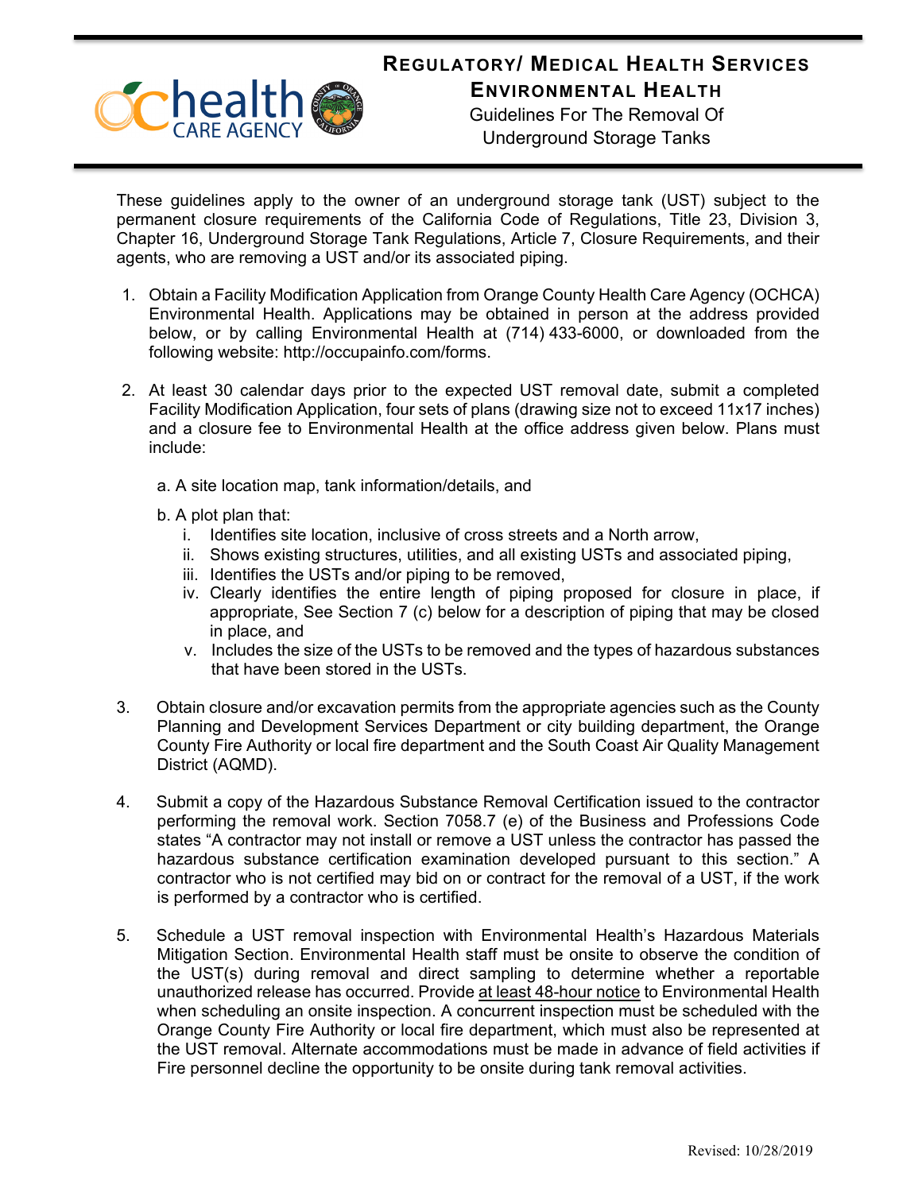# Regulatory/ Medical Health Services

## Environmental Health

### Guidelines For The Removal Of Underground Storage Tanks

These guidelines apply to the owner of an underground storage tank (UST) subject to the permanent closure requirements of the California Code of Regulations, Title 23, Division 3, Chapter 16, Underground Storage Tank Regulations, Article 7, Closure Requirements, and their agents, who are removing a UST and/or its associated piping.

1. Obtain a Facility Modification Application from Orange County Health Care Agency (OCHCA) Environmental Health. Applications may be obtained in person at the address provided below, or by calling Environmental Health at (714) 433-6000, or downloaded from the following website: http://occupainfo.com/forms.

2. At least 30 calendar days prior to the expected UST removal date, submit a completed Facility Modification Application, four sets of plans (drawing size not to exceed 11x17 inches) and a closure fee to Environmental Health at the office address given below. Plans must include:

   a. A site location map, tank information/details, and

   b. A plot plan that:
      i. Identifies site location, inclusive of cross streets and a North arrow,
      ii. Shows existing structures, utilities, and all existing USTs and associated piping,
      iii. Identifies the USTs and/or piping to be removed,
      iv. Clearly identifies the entire length of piping proposed for closure in place, if appropriate, See Section 7 (c) below for a description of piping that may be closed in place, and
      v. Includes the size of the USTs to be removed and the types of hazardous substances that have been stored in the USTs.

3. Obtain closure and/or excavation permits from the appropriate agencies such as the County Planning and Development Services Department or city building department, the Orange County Fire Authority or local fire department and the South Coast Air Quality Management District (AQMD).

4. Submit a copy of the Hazardous Substance Removal Certification issued to the contractor performing the removal work. Section 7058.7 (e) of the Business and Professions Code states "A contractor may not install or remove a UST unless the contractor has passed the hazardous substance certification examination developed pursuant to this section." A contractor who is not certified may bid on or contract for the removal of a UST, if the work is performed by a contractor who is certified.

5. Schedule a UST removal inspection with Environmental Health's Hazardous Materials Mitigation Section. Environmental Health staff must be onsite to observe the condition of the UST(s) during removal and direct sampling to determine whether a reportable unauthorized release has occurred. Provide <u>at least 48-hour notice</u> to Environmental Health when scheduling an onsite inspection. A concurrent inspection must be scheduled with the Orange County Fire Authority or local fire department, which must also be represented at the UST removal. Alternate accommodations must be made in advance of field activities if Fire personnel decline the opportunity to be onsite during tank removal activities.

Revised: 10/28/2019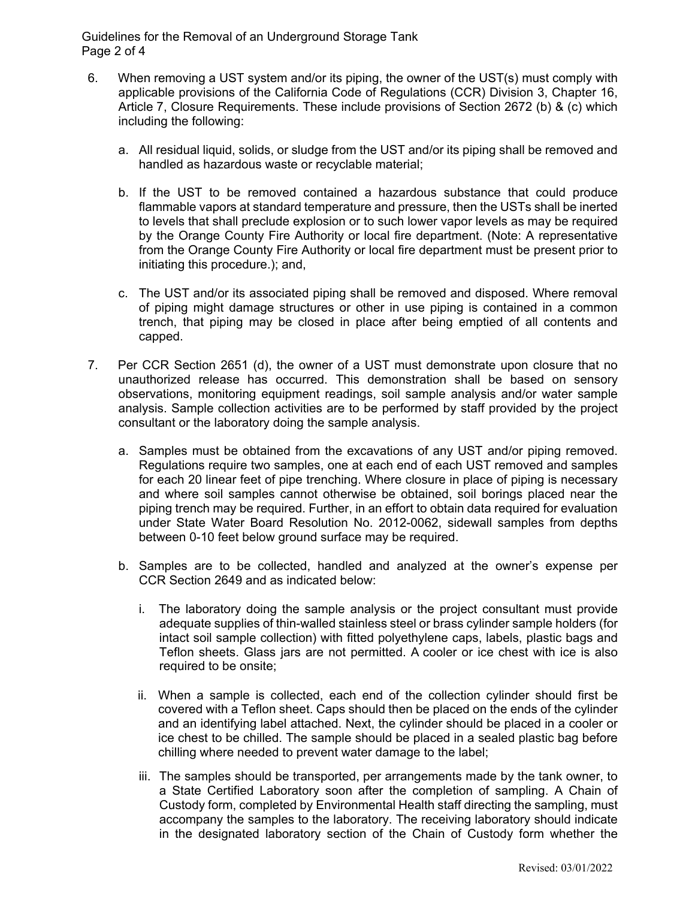6. When removing a UST system and/or its piping, the owner of the UST(s) must comply with applicable provisions of the California Code of Regulations (CCR) Division 3, Chapter 16, Article 7, Closure Requirements. These include provisions of Section 2672 (b) & (c) which including the following:

   a. All residual liquid, solids, or sludge from the UST and/or its piping shall be removed and handled as hazardous waste or recyclable material;

   b. If the UST to be removed contained a hazardous substance that could produce flammable vapors at standard temperature and pressure, then the USTs shall be inerted to levels that shall preclude explosion or to such lower vapor levels as may be required by the Orange County Fire Authority or local fire department. (Note: A representative from the Orange County Fire Authority or local fire department must be present prior to initiating this procedure.); and,

   c. The UST and/or its associated piping shall be removed and disposed. Where removal of piping might damage structures or other in use piping is contained in a common trench, that piping may be closed in place after being emptied of all contents and capped.

7. Per CCR Section 2651 (d), the owner of a UST must demonstrate upon closure that no unauthorized release has occurred. This demonstration shall be based on sensory observations, monitoring equipment readings, soil sample analysis and/or water sample analysis. Sample collection activities are to be performed by staff provided by the project consultant or the laboratory doing the sample analysis.

   a. Samples must be obtained from the excavations of any UST and/or piping removed. Regulations require two samples, one at each end of each UST removed and samples for each 20 linear feet of pipe trenching. Where closure in place of piping is necessary and where soil samples cannot otherwise be obtained, soil borings placed near the piping trench may be required. Further, in an effort to obtain data required for evaluation under State Water Board Resolution No. 2012-0062, sidewall samples from depths between 0-10 feet below ground surface may be required.

   b. Samples are to be collected, handled and analyzed at the owner's expense per CCR Section 2649 and as indicated below:

      i. The laboratory doing the sample analysis or the project consultant must provide adequate supplies of thin-walled stainless steel or brass cylinder sample holders (for intact soil sample collection) with fitted polyethylene caps, labels, plastic bags and Teflon sheets. Glass jars are not permitted. A cooler or ice chest with ice is also required to be onsite;

      ii. When a sample is collected, each end of the collection cylinder should first be covered with a Teflon sheet. Caps should then be placed on the ends of the cylinder and an identifying label attached. Next, the cylinder should be placed in a cooler or ice chest to be chilled. The sample should be placed in a sealed plastic bag before chilling where needed to prevent water damage to the label;

      iii. The samples should be transported, per arrangements made by the tank owner, to a State Certified Laboratory soon after the completion of sampling. A Chain of Custody form, completed by Environmental Health staff directing the sampling, must accompany the samples to the laboratory. The receiving laboratory should indicate in the designated laboratory section of the Chain of Custody form whether the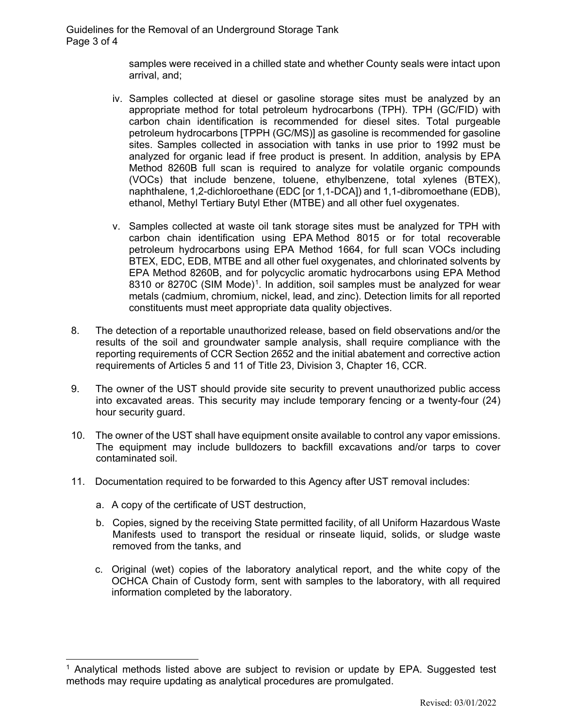samples were received in a chilled state and whether County seals were intact upon arrival, and;

iv. Samples collected at diesel or gasoline storage sites must be analyzed by an appropriate method for total petroleum hydrocarbons (TPH). TPH (GC/FID) with carbon chain identification is recommended for diesel sites. Total purgeable petroleum hydrocarbons [TPPH (GC/MS)] as gasoline is recommended for gasoline sites. Samples collected in association with tanks in use prior to 1992 must be analyzed for organic lead if free product is present. In addition, analysis by EPA Method 8260B full scan is required to analyze for volatile organic compounds (VOCs) that include benzene, toluene, ethylbenzene, total xylenes (BTEX), naphthalene, 1,2-dichloroethane (EDC [or 1,1-DCA]) and 1,1-dibromoethane (EDB), ethanol, Methyl Tertiary Butyl Ether (MTBE) and all other fuel oxygenates.

v. Samples collected at waste oil tank storage sites must be analyzed for TPH with carbon chain identification using EPA Method 8015 or for total recoverable petroleum hydrocarbons using EPA Method 1664, for full scan VOCs including BTEX, EDC, EDB, MTBE and all other fuel oxygenates, and chlorinated solvents by EPA Method 8260B, and for polycyclic aromatic hydrocarbons using EPA Method 8310 or 8270C (SIM Mode)[1]. In addition, soil samples must be analyzed for wear metals (cadmium, chromium, nickel, lead, and zinc). Detection limits for all reported constituents must meet appropriate data quality objectives.

8. The detection of a reportable unauthorized release, based on field observations and/or the results of the soil and groundwater sample analysis, shall require compliance with the reporting requirements of CCR Section 2652 and the initial abatement and corrective action requirements of Articles 5 and 11 of Title 23, Division 3, Chapter 16, CCR.

9. The owner of the UST should provide site security to prevent unauthorized public access into excavated areas. This security may include temporary fencing or a twenty-four (24) hour security guard.

10. The owner of the UST shall have equipment onsite available to control any vapor emissions. The equipment may include bulldozers to backfill excavations and/or tarps to cover contaminated soil.

11. Documentation required to be forwarded to this Agency after UST removal includes:

    a. A copy of the certificate of UST destruction,

    b. Copies, signed by the receiving State permitted facility, of all Uniform Hazardous Waste Manifests used to transport the residual or rinseate liquid, solids, or sludge waste removed from the tanks, and

    c. Original (wet) copies of the laboratory analytical report, and the white copy of the OCHCA Chain of Custody form, sent with samples to the laboratory, with all required information completed by the laboratory.

---

[1] Analytical methods listed above are subject to revision or update by EPA. Suggested test methods may require updating as analytical procedures are promulgated.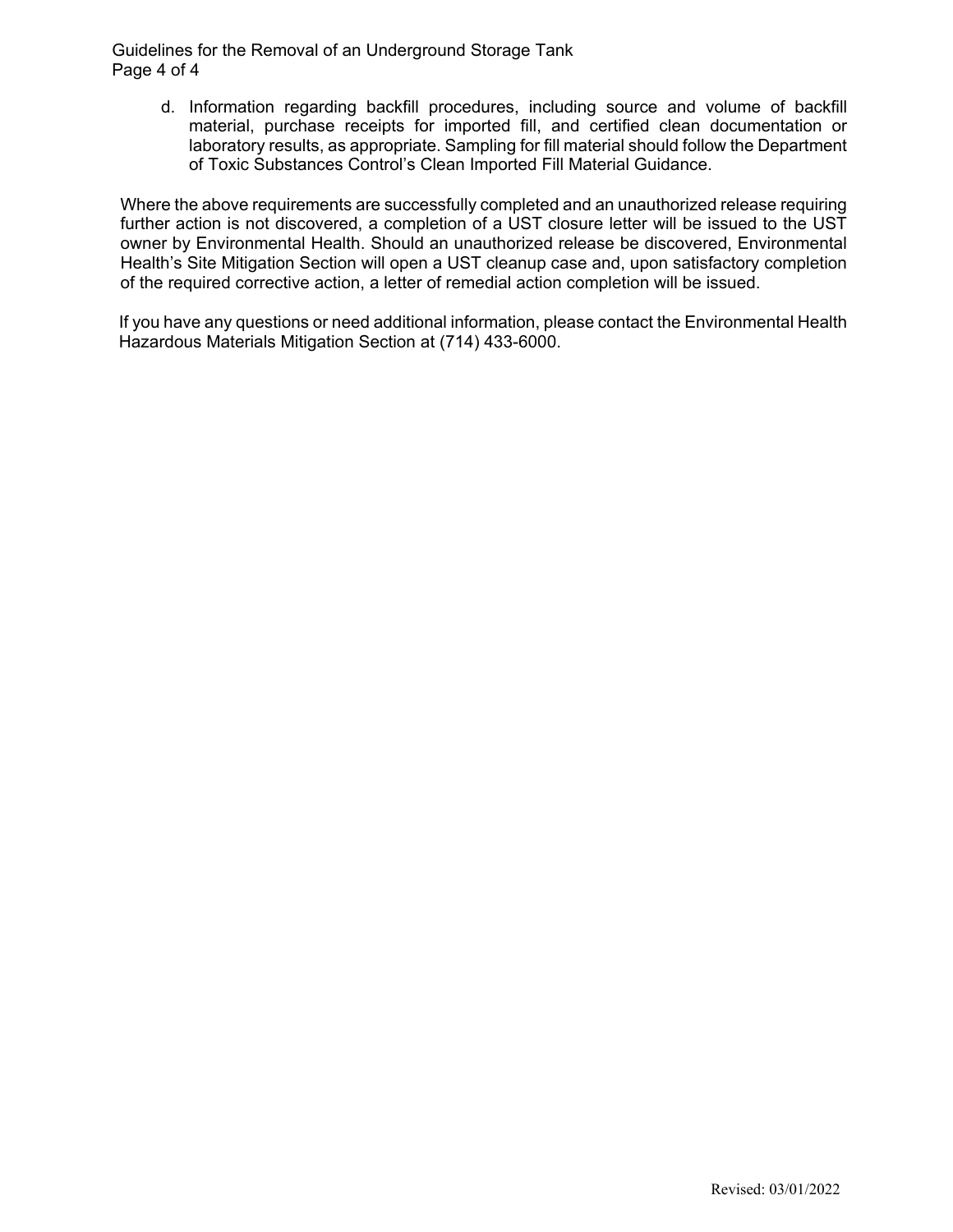d. Information regarding backfill procedures, including source and volume of backfill material, purchase receipts for imported fill, and certified clean documentation or laboratory results, as appropriate. Sampling for fill material should follow the Department of Toxic Substances Control's Clean Imported Fill Material Guidance.

Where the above requirements are successfully completed and an unauthorized release requiring further action is not discovered, a completion of a UST closure letter will be issued to the UST owner by Environmental Health. Should an unauthorized release be discovered, Environmental Health's Site Mitigation Section will open a UST cleanup case and, upon satisfactory completion of the required corrective action, a letter of remedial action completion will be issued.

If you have any questions or need additional information, please contact the Environmental Health Hazardous Materials Mitigation Section at (714) 433-6000.

Revised: 03/01/2022